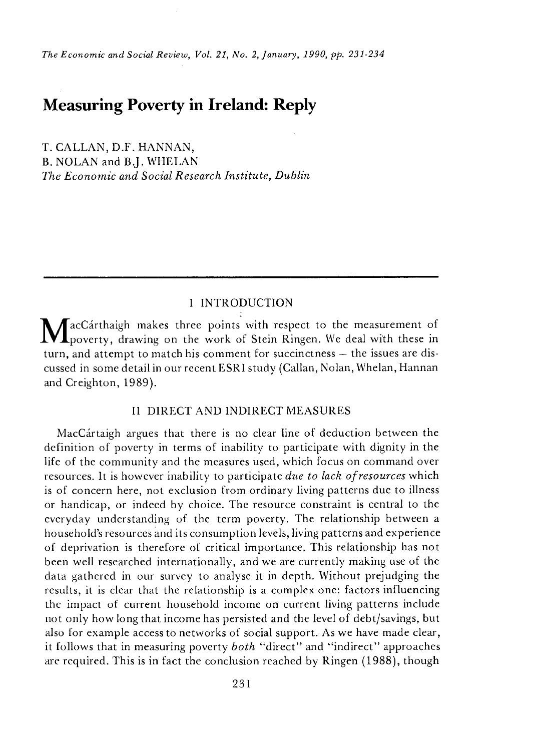# Measuring Poverty in Ireland: Reply

T. CALLAN, D.F. HANNAN,
B. NOLAN and B.J. WHELAN
*The Economic and Social Research Institute, Dublin*

## I INTRODUCTION

MacCárthaigh makes three points with respect to the measurement of poverty, drawing on the work of Stein Ringen. We deal with these in turn, and attempt to match his comment for succinctness — the issues are discussed in some detail in our recent ESRI study (Callan, Nolan, Whelan, Hannan and Creighton, 1989).

## II DIRECT AND INDIRECT MEASURES

MacCártaigh argues that there is no clear line of deduction between the definition of poverty in terms of inability to participate with dignity in the life of the community and the measures used, which focus on command over resources. It is however inability to participate *due to lack of resources* which is of concern here, not exclusion from ordinary living patterns due to illness or handicap, or indeed by choice. The resource constraint is central to the everyday understanding of the term poverty. The relationship between a household's resources and its consumption levels, living patterns and experience of deprivation is therefore of critical importance. This relationship has not been well researched internationally, and we are currently making use of the data gathered in our survey to analyse it in depth. Without prejudging the results, it is clear that the relationship is a complex one: factors influencing the impact of current household income on current living patterns include not only how long that income has persisted and the level of debt/savings, but also for example access to networks of social support. As we have made clear, it follows that in measuring poverty *both* "direct" and "indirect" approaches are required. This is in fact the conclusion reached by Ringen (1988), though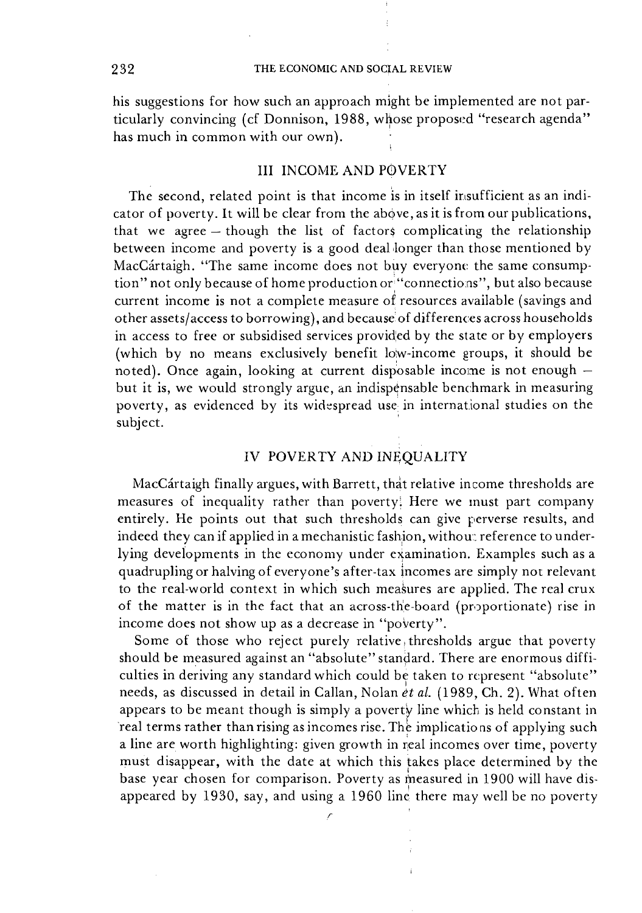his suggestions for how such an approach might be implemented are not particularly convincing (cf Donnison, 1988, whose proposed "research agenda" has much in common with our own).

## III INCOME AND POVERTY

The second, related point is that income is in itself insufficient as an indicator of poverty. It will be clear from the above, as it is from our publications, that we agree — though the list of factors complicating the relationship between income and poverty is a good deal longer than those mentioned by MacCártaigh. "The same income does not buy everyone the same consumption" not only because of home production or "connections", but also because current income is not a complete measure of resources available (savings and other assets/access to borrowing), and because of differences across households in access to free or subsidised services provided by the state or by employers (which by no means exclusively benefit low-income groups, it should be noted). Once again, looking at current disposable income is not enough — but it is, we would strongly argue, an indispensable benchmark in measuring poverty, as evidenced by its widespread use in international studies on the subject.

## IV POVERTY AND INEQUALITY

MacCártaigh finally argues, with Barrett, that relative income thresholds are measures of inequality rather than poverty. Here we must part company entirely. He points out that such thresholds can give perverse results, and indeed they can if applied in a mechanistic fashion, without reference to underlying developments in the economy under examination. Examples such as a quadrupling or halving of everyone's after-tax incomes are simply not relevant to the real-world context in which such measures are applied. The real crux of the matter is in the fact that an across-the-board (proportionate) rise in income does not show up as a decrease in "poverty".

Some of those who reject purely relative thresholds argue that poverty should be measured against an "absolute" standard. There are enormous difficulties in deriving any standard which could be taken to represent "absolute" needs, as discussed in detail in Callan, Nolan *et al.* (1989, Ch. 2). What often appears to be meant though is simply a poverty line which is held constant in real terms rather than rising as incomes rise. The implications of applying such a line are worth highlighting: given growth in real incomes over time, poverty must disappear, with the date at which this takes place determined by the base year chosen for comparison. Poverty as measured in 1900 will have disappeared by 1930, say, and using a 1960 line there may well be no poverty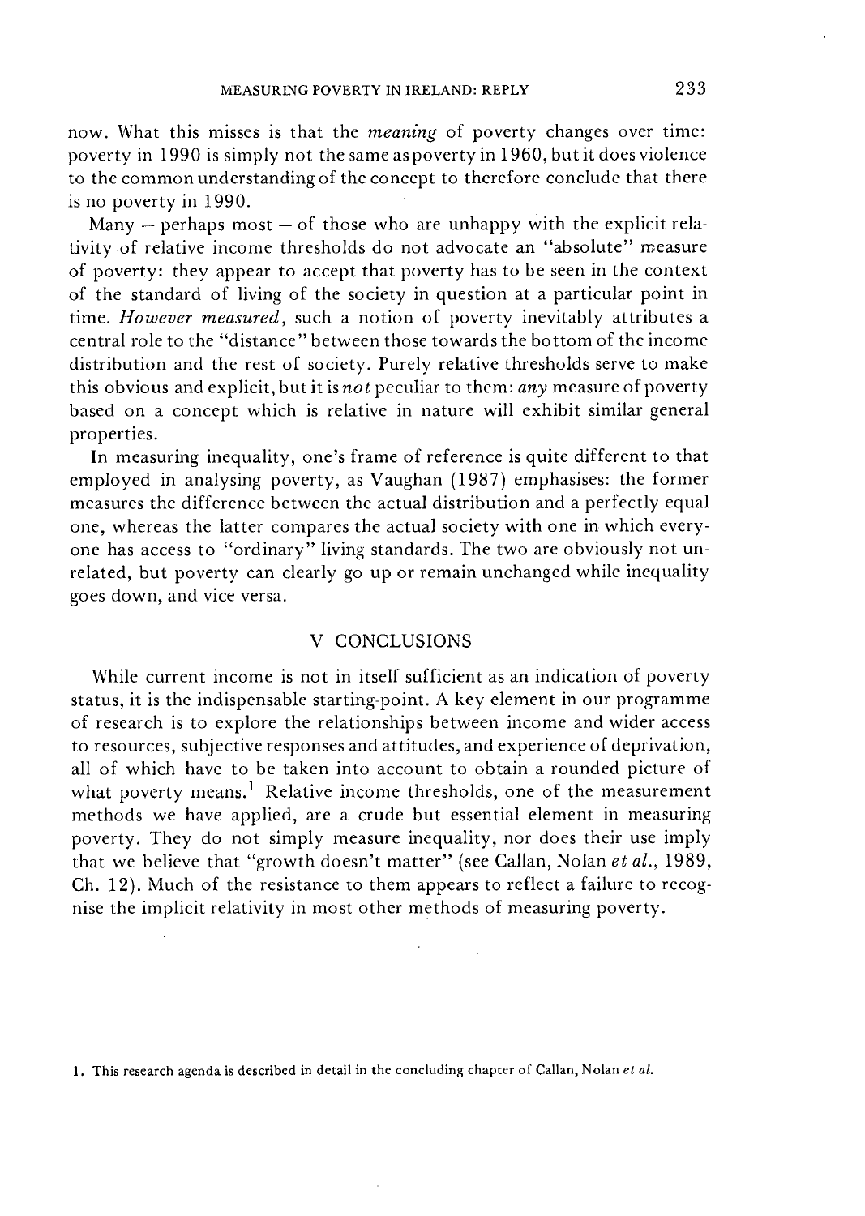now. What this misses is that the *meaning* of poverty changes over time: poverty in 1990 is simply not the same as poverty in 1960, but it does violence to the common understanding of the concept to therefore conclude that there is no poverty in 1990.

Many – perhaps most – of those who are unhappy with the explicit relativity of relative income thresholds do not advocate an "absolute" measure of poverty: they appear to accept that poverty has to be seen in the context of the standard of living of the society in question at a particular point in time. *However measured*, such a notion of poverty inevitably attributes a central role to the "distance" between those towards the bottom of the income distribution and the rest of society. Purely relative thresholds serve to make this obvious and explicit, but it is *not* peculiar to them: *any* measure of poverty based on a concept which is relative in nature will exhibit similar general properties.

In measuring inequality, one's frame of reference is quite different to that employed in analysing poverty, as Vaughan (1987) emphasises: the former measures the difference between the actual distribution and a perfectly equal one, whereas the latter compares the actual society with one in which everyone has access to "ordinary" living standards. The two are obviously not unrelated, but poverty can clearly go up or remain unchanged while inequality goes down, and vice versa.

## V CONCLUSIONS

While current income is not in itself sufficient as an indication of poverty status, it is the indispensable starting-point. A key element in our programme of research is to explore the relationships between income and wider access to resources, subjective responses and attitudes, and experience of deprivation, all of which have to be taken into account to obtain a rounded picture of what poverty means.[1] Relative income thresholds, one of the measurement methods we have applied, are a crude but essential element in measuring poverty. They do not simply measure inequality, nor does their use imply that we believe that "growth doesn't matter" (see Callan, Nolan *et al.*, 1989, Ch. 12). Much of the resistance to them appears to reflect a failure to recognise the implicit relativity in most other methods of measuring poverty.

1. This research agenda is described in detail in the concluding chapter of Callan, Nolan *et al.*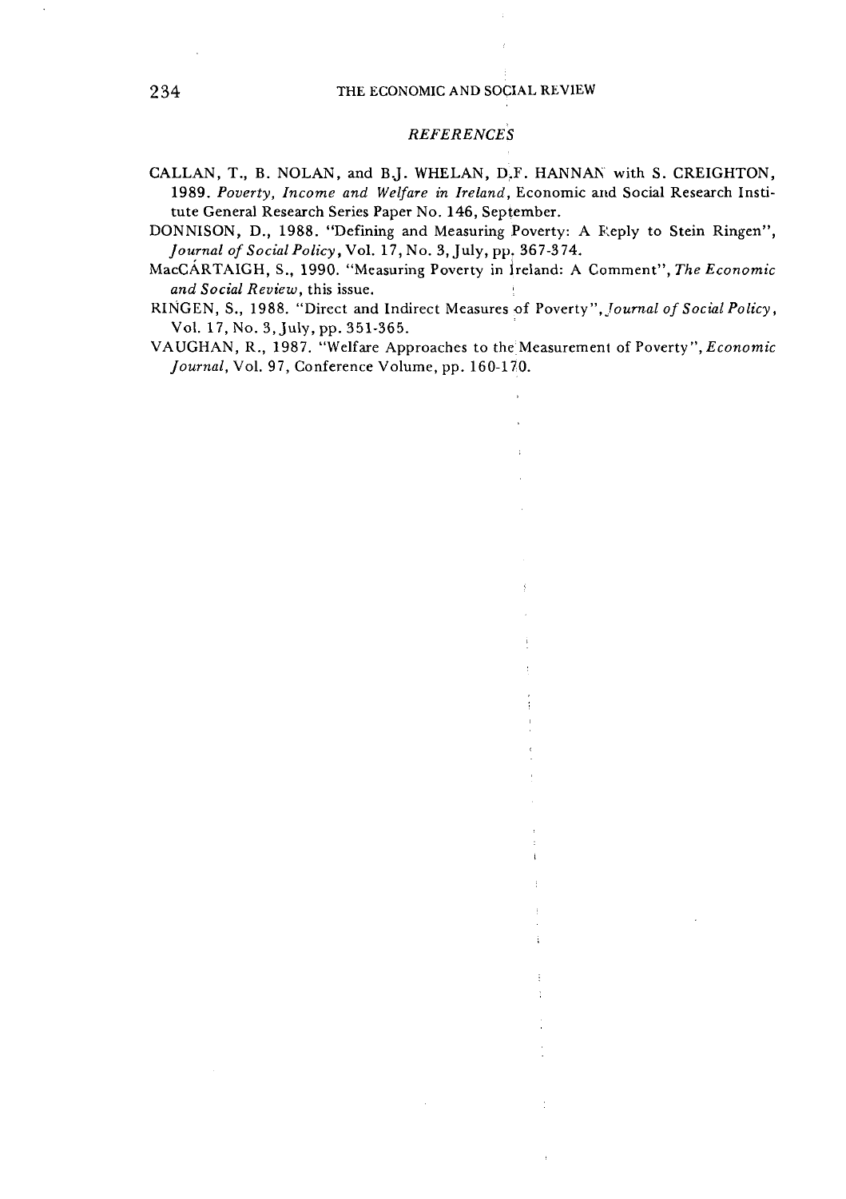## *REFERENCES*

CALLAN, T., B. NOLAN, and B.J. WHELAN, D.F. HANNAN with S. CREIGHTON, 1989. *Poverty, Income and Welfare in Ireland*, Economic and Social Research Institute General Research Series Paper No. 146, September.

DONNISON, D., 1988. "Defining and Measuring Poverty: A Reply to Stein Ringen", *Journal of Social Policy*, Vol. 17, No. 3, July, pp. 367-374.

MacCÁRTAIGH, S., 1990. "Measuring Poverty in Ireland: A Comment", *The Economic and Social Review*, this issue.

RINGEN, S., 1988. "Direct and Indirect Measures of Poverty", *Journal of Social Policy*, Vol. 17, No. 3, July, pp. 351-365.

VAUGHAN, R., 1987. "Welfare Approaches to the Measurement of Poverty", *Economic Journal*, Vol. 97, Conference Volume, pp. 160-170.